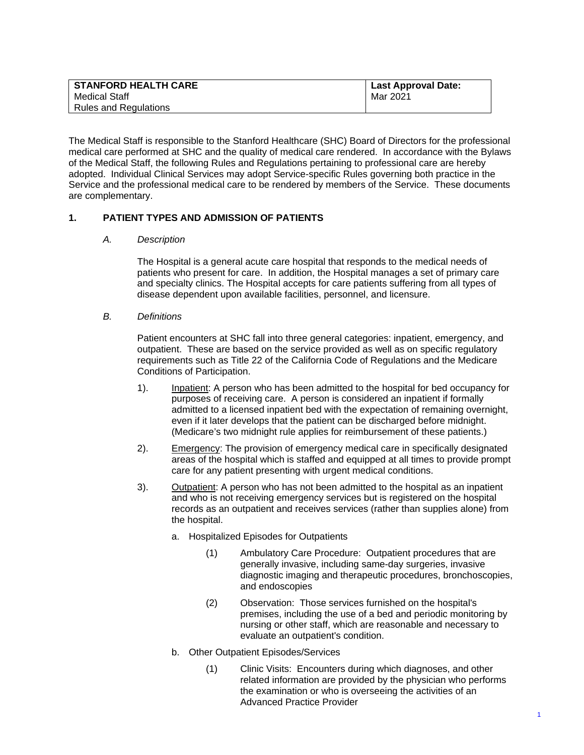| STANFORD HEALTH CARE<br>Medical Staff<br>Rules and Regulations | Last Approval Date:<br>Mar 2021 |
|---|---|

The Medical Staff is responsible to the Stanford Healthcare (SHC) Board of Directors for the professional medical care performed at SHC and the quality of medical care rendered. In accordance with the Bylaws of the Medical Staff, the following Rules and Regulations pertaining to professional care are hereby adopted. Individual Clinical Services may adopt Service-specific Rules governing both practice in the Service and the professional medical care to be rendered by members of the Service. These documents are complementary.

## 1. PATIENT TYPES AND ADMISSION OF PATIENTS

### *A. Description*

The Hospital is a general acute care hospital that responds to the medical needs of patients who present for care. In addition, the Hospital manages a set of primary care and specialty clinics. The Hospital accepts for care patients suffering from all types of disease dependent upon available facilities, personnel, and licensure.

### *B. Definitions*

Patient encounters at SHC fall into three general categories: inpatient, emergency, and outpatient. These are based on the service provided as well as on specific regulatory requirements such as Title 22 of the California Code of Regulations and the Medicare Conditions of Participation.

1). Inpatient: A person who has been admitted to the hospital for bed occupancy for purposes of receiving care. A person is considered an inpatient if formally admitted to a licensed inpatient bed with the expectation of remaining overnight, even if it later develops that the patient can be discharged before midnight. (Medicare's two midnight rule applies for reimbursement of these patients.)

2). Emergency: The provision of emergency medical care in specifically designated areas of the hospital which is staffed and equipped at all times to provide prompt care for any patient presenting with urgent medical conditions.

3). Outpatient: A person who has not been admitted to the hospital as an inpatient and who is not receiving emergency services but is registered on the hospital records as an outpatient and receives services (rather than supplies alone) from the hospital.

a. Hospitalized Episodes for Outpatients

(1) Ambulatory Care Procedure: Outpatient procedures that are generally invasive, including same-day surgeries, invasive diagnostic imaging and therapeutic procedures, bronchoscopies, and endoscopies

(2) Observation: Those services furnished on the hospital's premises, including the use of a bed and periodic monitoring by nursing or other staff, which are reasonable and necessary to evaluate an outpatient's condition.

b. Other Outpatient Episodes/Services

(1) Clinic Visits: Encounters during which diagnoses, and other related information are provided by the physician who performs the examination or who is overseeing the activities of an Advanced Practice Provider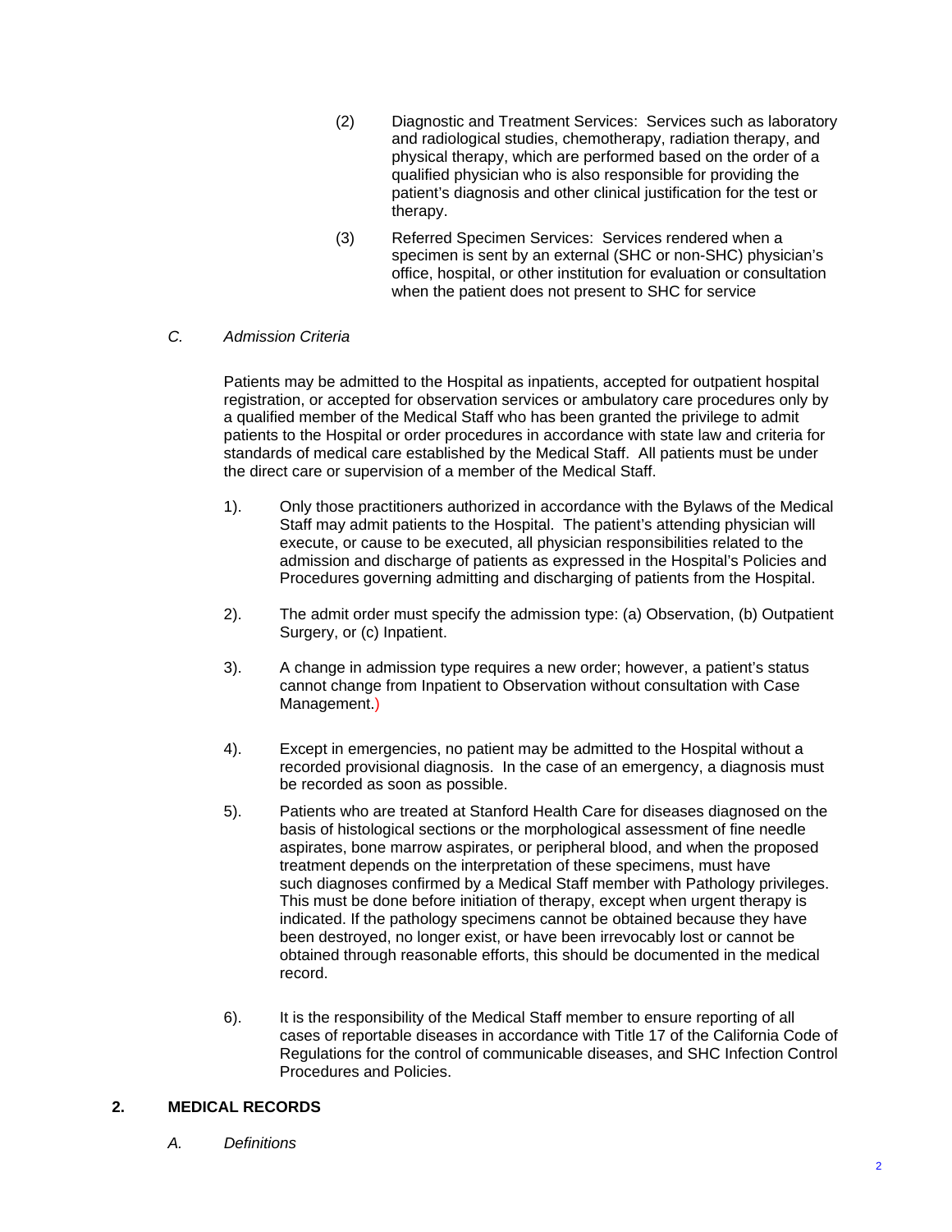(2) Diagnostic and Treatment Services: Services such as laboratory and radiological studies, chemotherapy, radiation therapy, and physical therapy, which are performed based on the order of a qualified physician who is also responsible for providing the patient's diagnosis and other clinical justification for the test or therapy.

(3) Referred Specimen Services: Services rendered when a specimen is sent by an external (SHC or non-SHC) physician's office, hospital, or other institution for evaluation or consultation when the patient does not present to SHC for service

*C. Admission Criteria*

Patients may be admitted to the Hospital as inpatients, accepted for outpatient hospital registration, or accepted for observation services or ambulatory care procedures only by a qualified member of the Medical Staff who has been granted the privilege to admit patients to the Hospital or order procedures in accordance with state law and criteria for standards of medical care established by the Medical Staff. All patients must be under the direct care or supervision of a member of the Medical Staff.

1). Only those practitioners authorized in accordance with the Bylaws of the Medical Staff may admit patients to the Hospital. The patient's attending physician will execute, or cause to be executed, all physician responsibilities related to the admission and discharge of patients as expressed in the Hospital's Policies and Procedures governing admitting and discharging of patients from the Hospital.

2). The admit order must specify the admission type: (a) Observation, (b) Outpatient Surgery, or (c) Inpatient.

3). A change in admission type requires a new order; however, a patient's status cannot change from Inpatient to Observation without consultation with Case Management.)

4). Except in emergencies, no patient may be admitted to the Hospital without a recorded provisional diagnosis. In the case of an emergency, a diagnosis must be recorded as soon as possible.

5). Patients who are treated at Stanford Health Care for diseases diagnosed on the basis of histological sections or the morphological assessment of fine needle aspirates, bone marrow aspirates, or peripheral blood, and when the proposed treatment depends on the interpretation of these specimens, must have such diagnoses confirmed by a Medical Staff member with Pathology privileges. This must be done before initiation of therapy, except when urgent therapy is indicated. If the pathology specimens cannot be obtained because they have been destroyed, no longer exist, or have been irrevocably lost or cannot be obtained through reasonable efforts, this should be documented in the medical record.

6). It is the responsibility of the Medical Staff member to ensure reporting of all cases of reportable diseases in accordance with Title 17 of the California Code of Regulations for the control of communicable diseases, and SHC Infection Control Procedures and Policies.

## 2. MEDICAL RECORDS

*A. Definitions*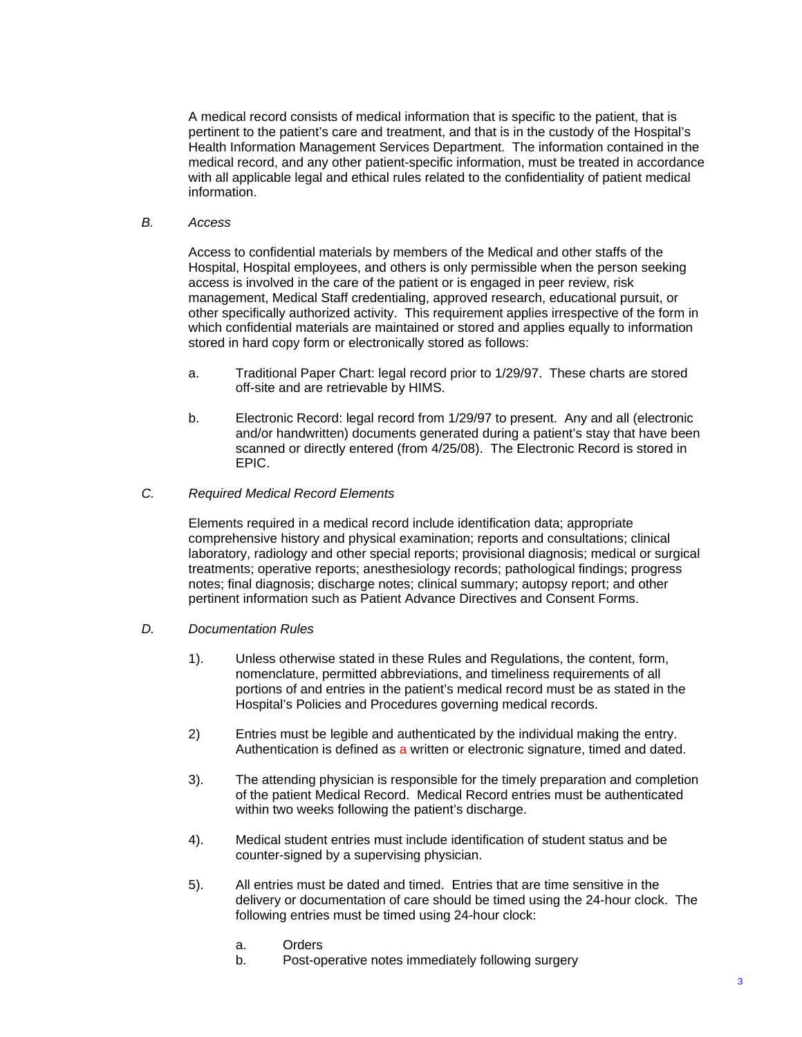A medical record consists of medical information that is specific to the patient, that is pertinent to the patient's care and treatment, and that is in the custody of the Hospital's Health Information Management Services Department. The information contained in the medical record, and any other patient-specific information, must be treated in accordance with all applicable legal and ethical rules related to the confidentiality of patient medical information.

*B. Access*

Access to confidential materials by members of the Medical and other staffs of the Hospital, Hospital employees, and others is only permissible when the person seeking access is involved in the care of the patient or is engaged in peer review, risk management, Medical Staff credentialing, approved research, educational pursuit, or other specifically authorized activity. This requirement applies irrespective of the form in which confidential materials are maintained or stored and applies equally to information stored in hard copy form or electronically stored as follows:

a. Traditional Paper Chart: legal record prior to 1/29/97. These charts are stored off-site and are retrievable by HIMS.

b. Electronic Record: legal record from 1/29/97 to present. Any and all (electronic and/or handwritten) documents generated during a patient's stay that have been scanned or directly entered (from 4/25/08). The Electronic Record is stored in EPIC.

*C. Required Medical Record Elements*

Elements required in a medical record include identification data; appropriate comprehensive history and physical examination; reports and consultations; clinical laboratory, radiology and other special reports; provisional diagnosis; medical or surgical treatments; operative reports; anesthesiology records; pathological findings; progress notes; final diagnosis; discharge notes; clinical summary; autopsy report; and other pertinent information such as Patient Advance Directives and Consent Forms.

*D. Documentation Rules*

1). Unless otherwise stated in these Rules and Regulations, the content, form, nomenclature, permitted abbreviations, and timeliness requirements of all portions of and entries in the patient's medical record must be as stated in the Hospital's Policies and Procedures governing medical records.

2) Entries must be legible and authenticated by the individual making the entry. Authentication is defined as a written or electronic signature, timed and dated.

3). The attending physician is responsible for the timely preparation and completion of the patient Medical Record. Medical Record entries must be authenticated within two weeks following the patient's discharge.

4). Medical student entries must include identification of student status and be counter-signed by a supervising physician.

5). All entries must be dated and timed. Entries that are time sensitive in the delivery or documentation of care should be timed using the 24-hour clock. The following entries must be timed using 24-hour clock:

a. Orders
b. Post-operative notes immediately following surgery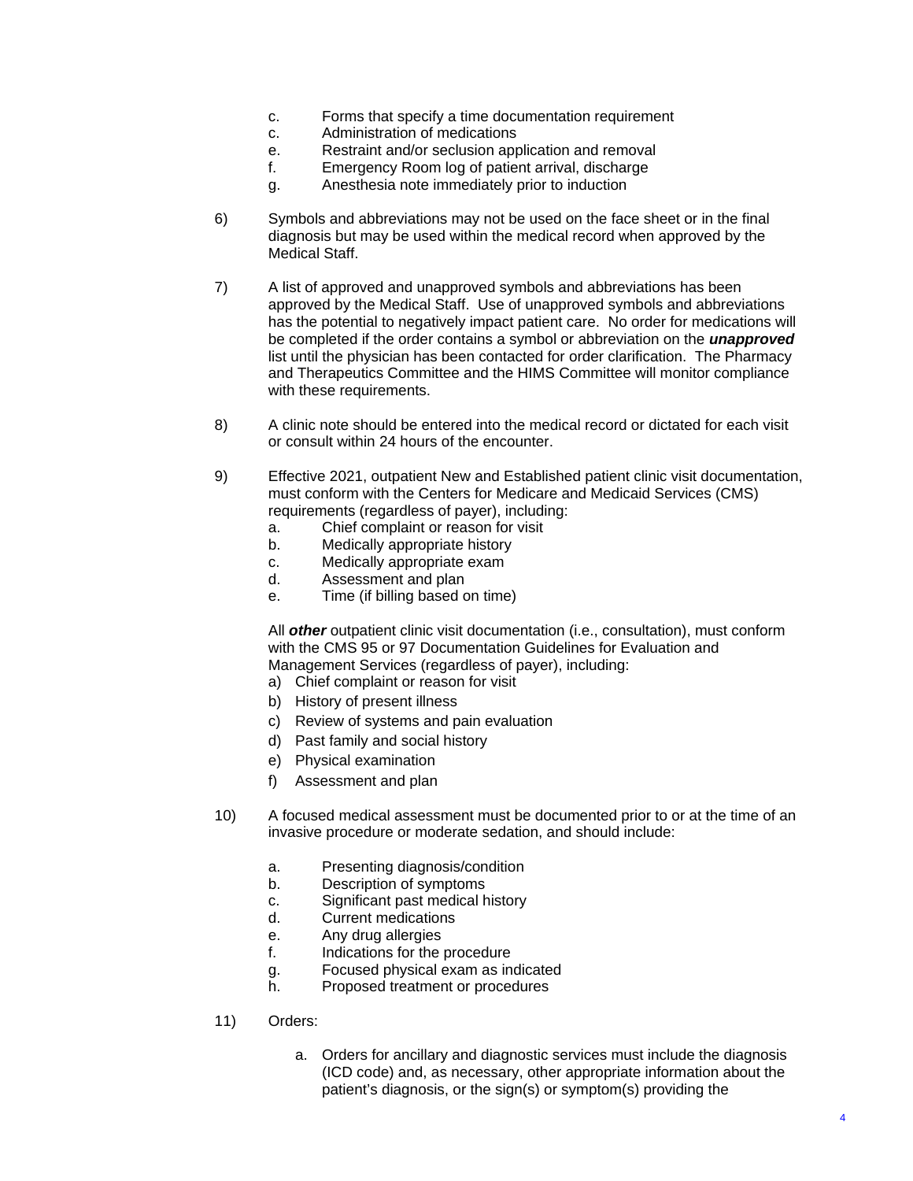c. Forms that specify a time documentation requirement
c. Administration of medications
e. Restraint and/or seclusion application and removal
f. Emergency Room log of patient arrival, discharge
g. Anesthesia note immediately prior to induction

6) Symbols and abbreviations may not be used on the face sheet or in the final diagnosis but may be used within the medical record when approved by the Medical Staff.

7) A list of approved and unapproved symbols and abbreviations has been approved by the Medical Staff. Use of unapproved symbols and abbreviations has the potential to negatively impact patient care. No order for medications will be completed if the order contains a symbol or abbreviation on the ***unapproved*** list until the physician has been contacted for order clarification. The Pharmacy and Therapeutics Committee and the HIMS Committee will monitor compliance with these requirements.

8) A clinic note should be entered into the medical record or dictated for each visit or consult within 24 hours of the encounter.

9) Effective 2021, outpatient New and Established patient clinic visit documentation, must conform with the Centers for Medicare and Medicaid Services (CMS) requirements (regardless of payer), including:
   a. Chief complaint or reason for visit
   b. Medically appropriate history
   c. Medically appropriate exam
   d. Assessment and plan
   e. Time (if billing based on time)

   All ***other*** outpatient clinic visit documentation (i.e., consultation), must conform with the CMS 95 or 97 Documentation Guidelines for Evaluation and Management Services (regardless of payer), including:
   a) Chief complaint or reason for visit
   b) History of present illness
   c) Review of systems and pain evaluation
   d) Past family and social history
   e) Physical examination
   f) Assessment and plan

10) A focused medical assessment must be documented prior to or at the time of an invasive procedure or moderate sedation, and should include:

    a. Presenting diagnosis/condition
    b. Description of symptoms
    c. Significant past medical history
    d. Current medications
    e. Any drug allergies
    f. Indications for the procedure
    g. Focused physical exam as indicated
    h. Proposed treatment or procedures

11) Orders:

    a. Orders for ancillary and diagnostic services must include the diagnosis (ICD code) and, as necessary, other appropriate information about the patient's diagnosis, or the sign(s) or symptom(s) providing the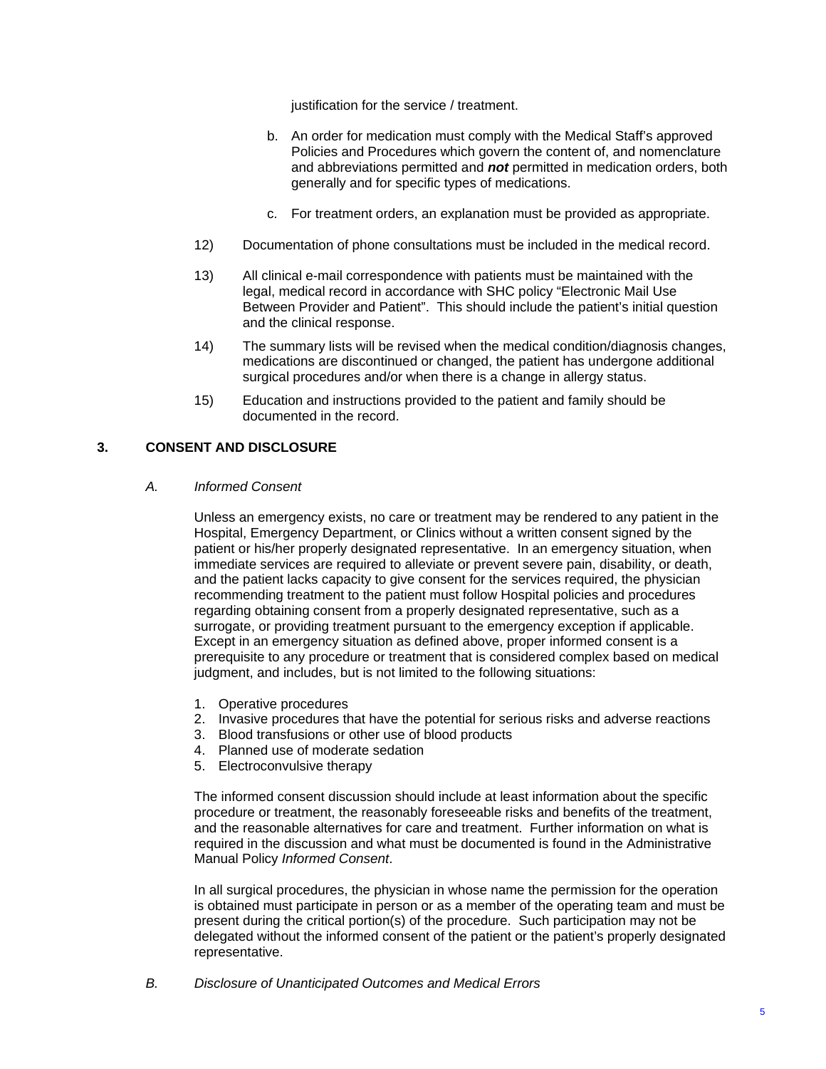justification for the service / treatment.

b. An order for medication must comply with the Medical Staff's approved Policies and Procedures which govern the content of, and nomenclature and abbreviations permitted and ***not*** permitted in medication orders, both generally and for specific types of medications.

c. For treatment orders, an explanation must be provided as appropriate.

12) Documentation of phone consultations must be included in the medical record.

13) All clinical e-mail correspondence with patients must be maintained with the legal, medical record in accordance with SHC policy "Electronic Mail Use Between Provider and Patient". This should include the patient's initial question and the clinical response.

14) The summary lists will be revised when the medical condition/diagnosis changes, medications are discontinued or changed, the patient has undergone additional surgical procedures and/or when there is a change in allergy status.

15) Education and instructions provided to the patient and family should be documented in the record.

## 3. CONSENT AND DISCLOSURE

### *A. Informed Consent*

Unless an emergency exists, no care or treatment may be rendered to any patient in the Hospital, Emergency Department, or Clinics without a written consent signed by the patient or his/her properly designated representative. In an emergency situation, when immediate services are required to alleviate or prevent severe pain, disability, or death, and the patient lacks capacity to give consent for the services required, the physician recommending treatment to the patient must follow Hospital policies and procedures regarding obtaining consent from a properly designated representative, such as a surrogate, or providing treatment pursuant to the emergency exception if applicable. Except in an emergency situation as defined above, proper informed consent is a prerequisite to any procedure or treatment that is considered complex based on medical judgment, and includes, but is not limited to the following situations:

1. Operative procedures
2. Invasive procedures that have the potential for serious risks and adverse reactions
3. Blood transfusions or other use of blood products
4. Planned use of moderate sedation
5. Electroconvulsive therapy

The informed consent discussion should include at least information about the specific procedure or treatment, the reasonably foreseeable risks and benefits of the treatment, and the reasonable alternatives for care and treatment. Further information on what is required in the discussion and what must be documented is found in the Administrative Manual Policy *Informed Consent*.

In all surgical procedures, the physician in whose name the permission for the operation is obtained must participate in person or as a member of the operating team and must be present during the critical portion(s) of the procedure. Such participation may not be delegated without the informed consent of the patient or the patient's properly designated representative.

### *B. Disclosure of Unanticipated Outcomes and Medical Errors*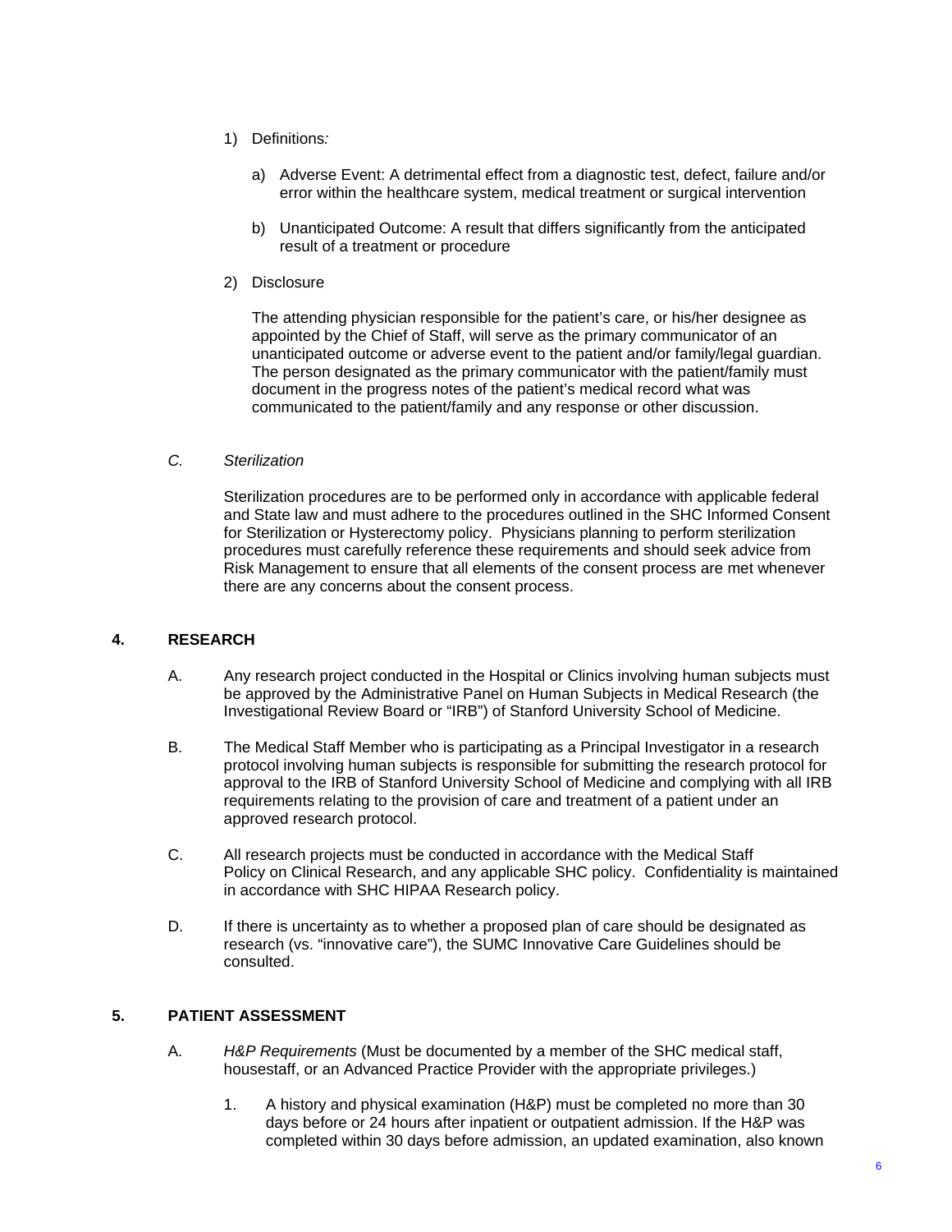1) Definitions*:*

    a) Adverse Event: A detrimental effect from a diagnostic test, defect, failure and/or error within the healthcare system, medical treatment or surgical intervention

    b) Unanticipated Outcome: A result that differs significantly from the anticipated result of a treatment or procedure

2) Disclosure

    The attending physician responsible for the patient's care, or his/her designee as appointed by the Chief of Staff, will serve as the primary communicator of an unanticipated outcome or adverse event to the patient and/or family/legal guardian. The person designated as the primary communicator with the patient/family must document in the progress notes of the patient's medical record what was communicated to the patient/family and any response or other discussion.

*C. Sterilization*

Sterilization procedures are to be performed only in accordance with applicable federal and State law and must adhere to the procedures outlined in the SHC Informed Consent for Sterilization or Hysterectomy policy. Physicians planning to perform sterilization procedures must carefully reference these requirements and should seek advice from Risk Management to ensure that all elements of the consent process are met whenever there are any concerns about the consent process.

## 4. RESEARCH

A. Any research project conducted in the Hospital or Clinics involving human subjects must be approved by the Administrative Panel on Human Subjects in Medical Research (the Investigational Review Board or "IRB") of Stanford University School of Medicine.

B. The Medical Staff Member who is participating as a Principal Investigator in a research protocol involving human subjects is responsible for submitting the research protocol for approval to the IRB of Stanford University School of Medicine and complying with all IRB requirements relating to the provision of care and treatment of a patient under an approved research protocol.

C. All research projects must be conducted in accordance with the Medical Staff Policy on Clinical Research, and any applicable SHC policy. Confidentiality is maintained in accordance with SHC HIPAA Research policy.

D. If there is uncertainty as to whether a proposed plan of care should be designated as research (vs. "innovative care"), the SUMC Innovative Care Guidelines should be consulted.

## 5. PATIENT ASSESSMENT

A. *H&P Requirements* (Must be documented by a member of the SHC medical staff, housestaff, or an Advanced Practice Provider with the appropriate privileges.)

1. A history and physical examination (H&P) must be completed no more than 30 days before or 24 hours after inpatient or outpatient admission. If the H&P was completed within 30 days before admission, an updated examination, also known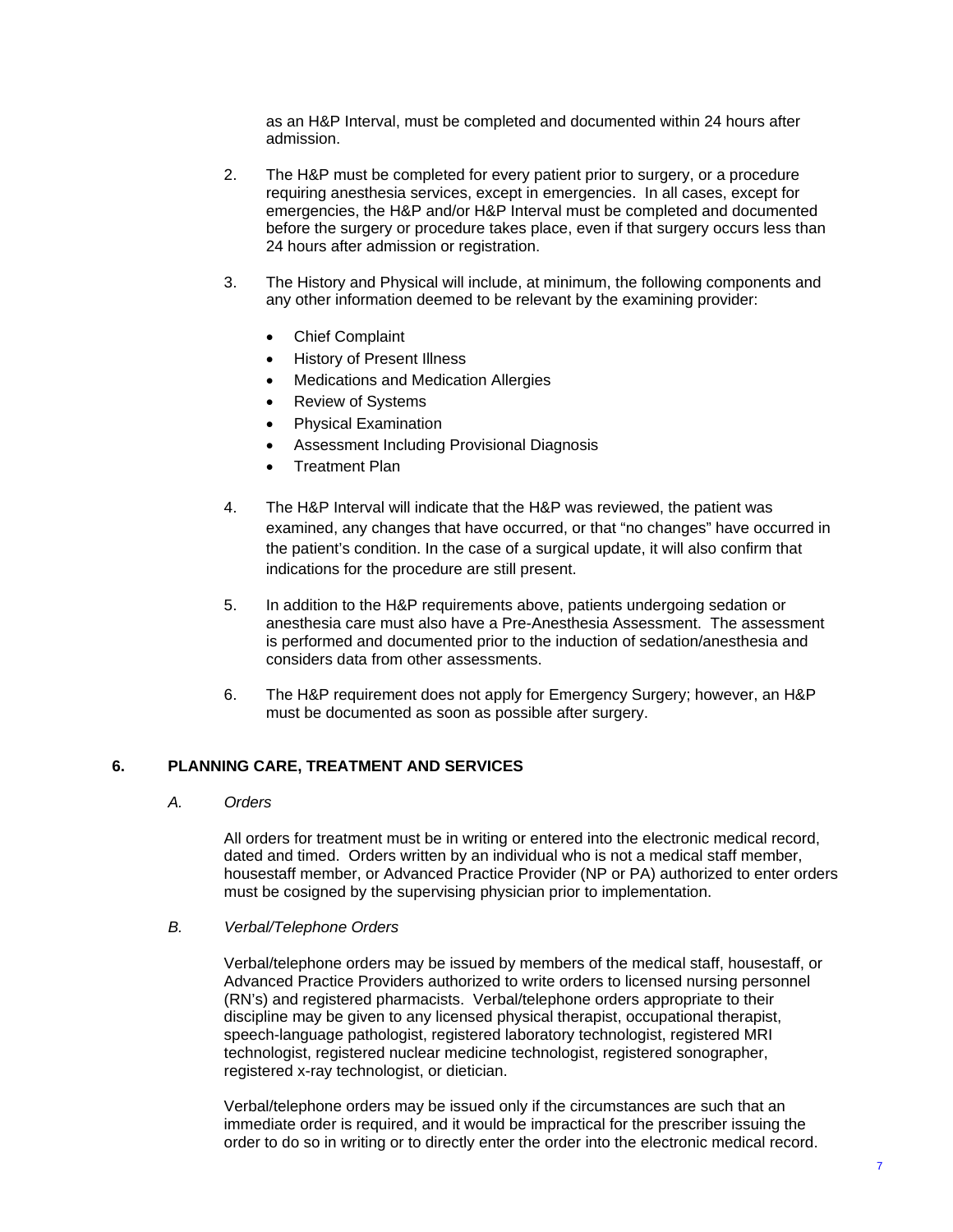as an H&P Interval, must be completed and documented within 24 hours after admission.

2. The H&P must be completed for every patient prior to surgery, or a procedure requiring anesthesia services, except in emergencies. In all cases, except for emergencies, the H&P and/or H&P Interval must be completed and documented before the surgery or procedure takes place, even if that surgery occurs less than 24 hours after admission or registration.

3. The History and Physical will include, at minimum, the following components and any other information deemed to be relevant by the examining provider:

   - Chief Complaint
   - History of Present Illness
   - Medications and Medication Allergies
   - Review of Systems
   - Physical Examination
   - Assessment Including Provisional Diagnosis
   - Treatment Plan

4. The H&P Interval will indicate that the H&P was reviewed, the patient was examined, any changes that have occurred, or that "no changes" have occurred in the patient's condition. In the case of a surgical update, it will also confirm that indications for the procedure are still present.

5. In addition to the H&P requirements above, patients undergoing sedation or anesthesia care must also have a Pre-Anesthesia Assessment. The assessment is performed and documented prior to the induction of sedation/anesthesia and considers data from other assessments.

6. The H&P requirement does not apply for Emergency Surgery; however, an H&P must be documented as soon as possible after surgery.

## 6. PLANNING CARE, TREATMENT AND SERVICES

### *A. Orders*

All orders for treatment must be in writing or entered into the electronic medical record, dated and timed. Orders written by an individual who is not a medical staff member, housestaff member, or Advanced Practice Provider (NP or PA) authorized to enter orders must be cosigned by the supervising physician prior to implementation.

### *B. Verbal/Telephone Orders*

Verbal/telephone orders may be issued by members of the medical staff, housestaff, or Advanced Practice Providers authorized to write orders to licensed nursing personnel (RN's) and registered pharmacists. Verbal/telephone orders appropriate to their discipline may be given to any licensed physical therapist, occupational therapist, speech-language pathologist, registered laboratory technologist, registered MRI technologist, registered nuclear medicine technologist, registered sonographer, registered x-ray technologist, or dietician.

Verbal/telephone orders may be issued only if the circumstances are such that an immediate order is required, and it would be impractical for the prescriber issuing the order to do so in writing or to directly enter the order into the electronic medical record.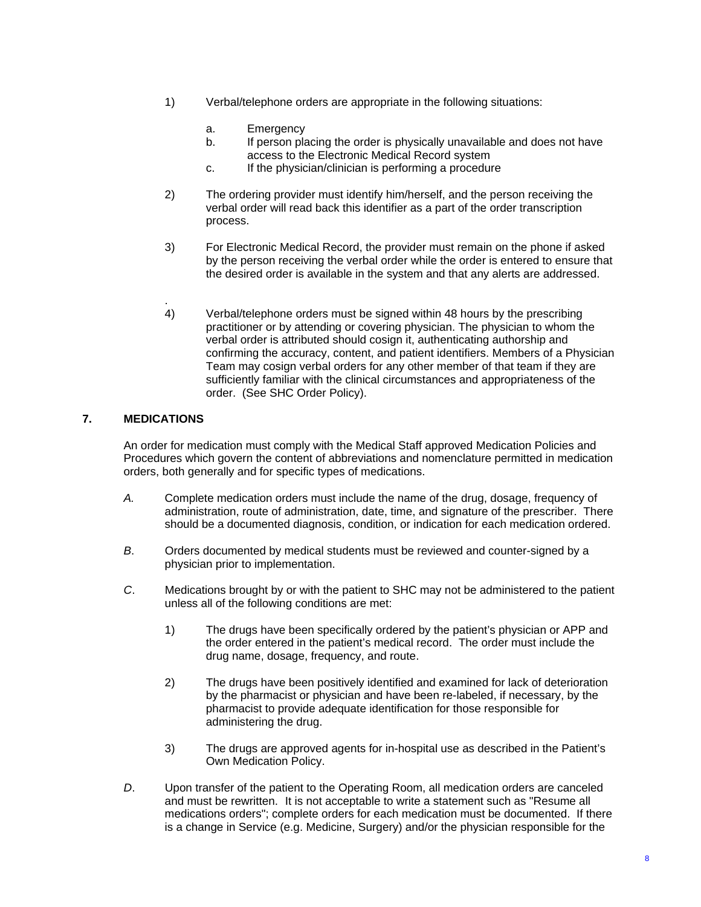1) Verbal/telephone orders are appropriate in the following situations:

   a. Emergency
   b. If person placing the order is physically unavailable and does not have access to the Electronic Medical Record system
   c. If the physician/clinician is performing a procedure

2) The ordering provider must identify him/herself, and the person receiving the verbal order will read back this identifier as a part of the order transcription process.

3) For Electronic Medical Record, the provider must remain on the phone if asked by the person receiving the verbal order while the order is entered to ensure that the desired order is available in the system and that any alerts are addressed.

.

4) Verbal/telephone orders must be signed within 48 hours by the prescribing practitioner or by attending or covering physician. The physician to whom the verbal order is attributed should cosign it, authenticating authorship and confirming the accuracy, content, and patient identifiers. Members of a Physician Team may cosign verbal orders for any other member of that team if they are sufficiently familiar with the clinical circumstances and appropriateness of the order. (See SHC Order Policy).

## 7. MEDICATIONS

An order for medication must comply with the Medical Staff approved Medication Policies and Procedures which govern the content of abbreviations and nomenclature permitted in medication orders, both generally and for specific types of medications.

*A.* Complete medication orders must include the name of the drug, dosage, frequency of administration, route of administration, date, time, and signature of the prescriber. There should be a documented diagnosis, condition, or indication for each medication ordered.

*B*. Orders documented by medical students must be reviewed and counter-signed by a physician prior to implementation.

*C*. Medications brought by or with the patient to SHC may not be administered to the patient unless all of the following conditions are met:

1) The drugs have been specifically ordered by the patient's physician or APP and the order entered in the patient's medical record. The order must include the drug name, dosage, frequency, and route.

2) The drugs have been positively identified and examined for lack of deterioration by the pharmacist or physician and have been re-labeled, if necessary, by the pharmacist to provide adequate identification for those responsible for administering the drug.

3) The drugs are approved agents for in-hospital use as described in the Patient's Own Medication Policy.

*D*. Upon transfer of the patient to the Operating Room, all medication orders are canceled and must be rewritten. It is not acceptable to write a statement such as "Resume all medications orders"; complete orders for each medication must be documented. If there is a change in Service (e.g. Medicine, Surgery) and/or the physician responsible for the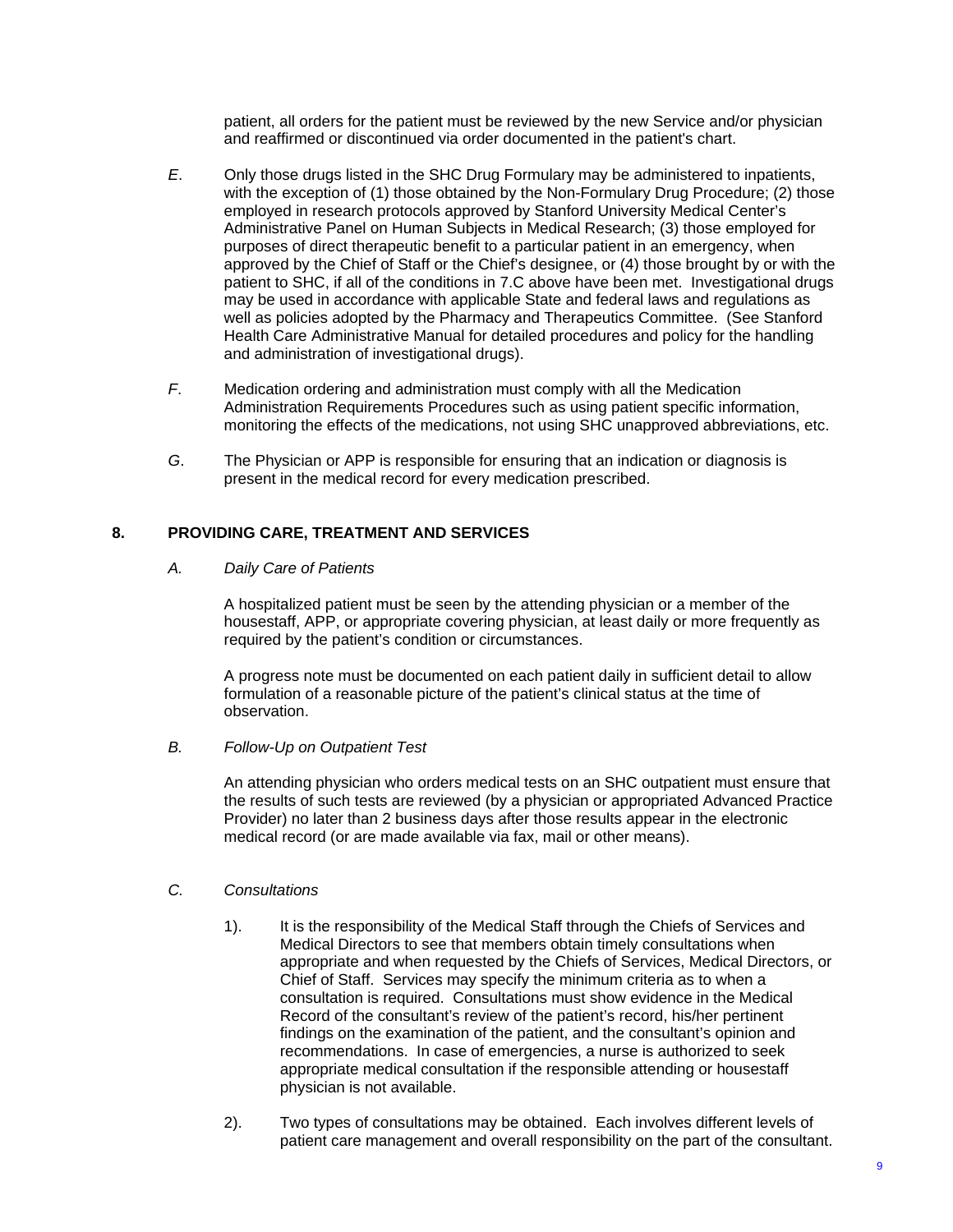patient, all orders for the patient must be reviewed by the new Service and/or physician and reaffirmed or discontinued via order documented in the patient's chart.

*E*. Only those drugs listed in the SHC Drug Formulary may be administered to inpatients, with the exception of (1) those obtained by the Non-Formulary Drug Procedure; (2) those employed in research protocols approved by Stanford University Medical Center's Administrative Panel on Human Subjects in Medical Research; (3) those employed for purposes of direct therapeutic benefit to a particular patient in an emergency, when approved by the Chief of Staff or the Chief's designee, or (4) those brought by or with the patient to SHC, if all of the conditions in 7.C above have been met. Investigational drugs may be used in accordance with applicable State and federal laws and regulations as well as policies adopted by the Pharmacy and Therapeutics Committee. (See Stanford Health Care Administrative Manual for detailed procedures and policy for the handling and administration of investigational drugs).

*F*. Medication ordering and administration must comply with all the Medication Administration Requirements Procedures such as using patient specific information, monitoring the effects of the medications, not using SHC unapproved abbreviations, etc.

*G*. The Physician or APP is responsible for ensuring that an indication or diagnosis is present in the medical record for every medication prescribed.

## 8. PROVIDING CARE, TREATMENT AND SERVICES

*A. Daily Care of Patients*

A hospitalized patient must be seen by the attending physician or a member of the housestaff, APP, or appropriate covering physician, at least daily or more frequently as required by the patient's condition or circumstances.

A progress note must be documented on each patient daily in sufficient detail to allow formulation of a reasonable picture of the patient's clinical status at the time of observation.

*B. Follow-Up on Outpatient Test*

An attending physician who orders medical tests on an SHC outpatient must ensure that the results of such tests are reviewed (by a physician or appropriated Advanced Practice Provider) no later than 2 business days after those results appear in the electronic medical record (or are made available via fax, mail or other means).

*C. Consultations*

1). It is the responsibility of the Medical Staff through the Chiefs of Services and Medical Directors to see that members obtain timely consultations when appropriate and when requested by the Chiefs of Services, Medical Directors, or Chief of Staff. Services may specify the minimum criteria as to when a consultation is required. Consultations must show evidence in the Medical Record of the consultant's review of the patient's record, his/her pertinent findings on the examination of the patient, and the consultant's opinion and recommendations. In case of emergencies, a nurse is authorized to seek appropriate medical consultation if the responsible attending or housestaff physician is not available.

2). Two types of consultations may be obtained. Each involves different levels of patient care management and overall responsibility on the part of the consultant.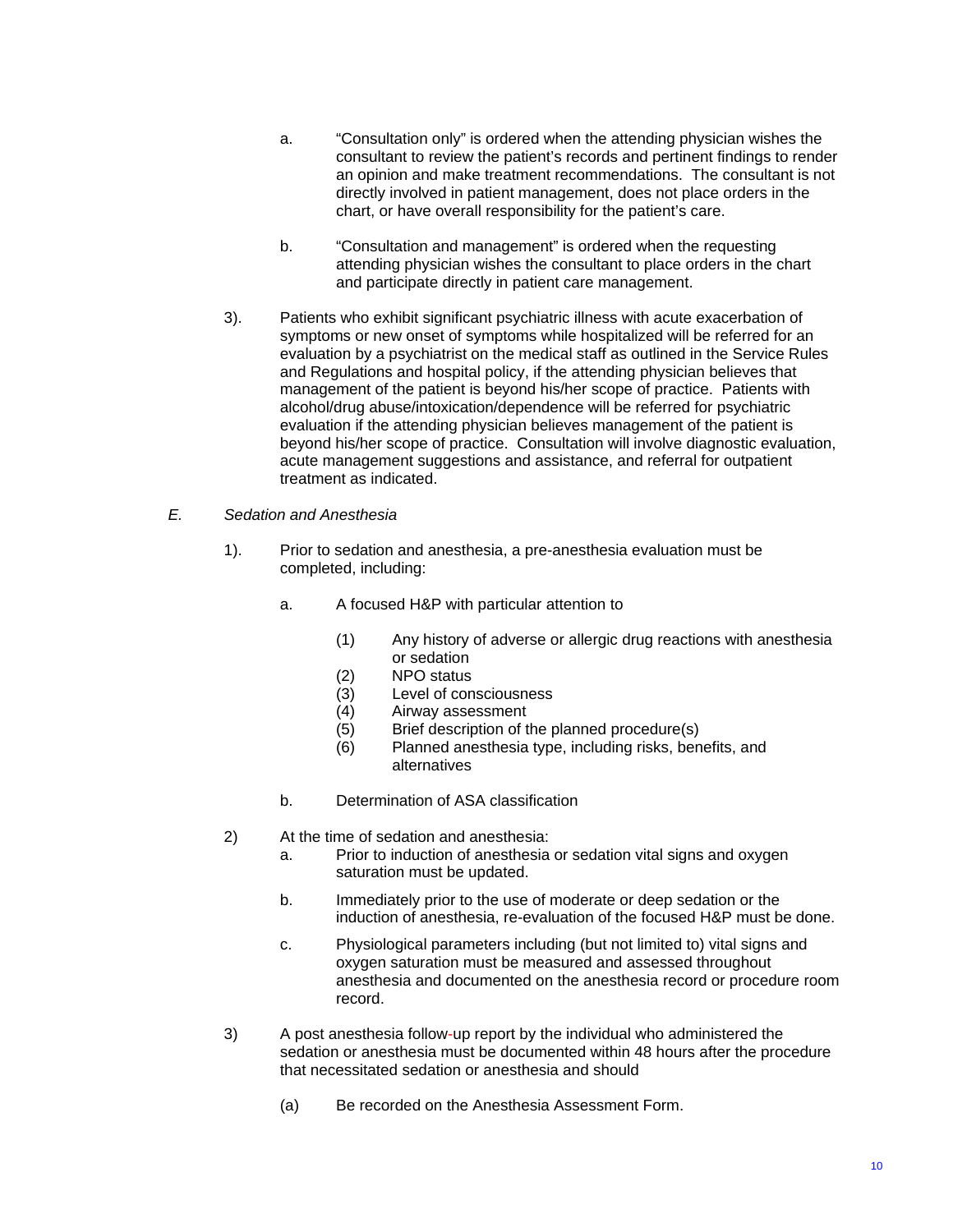a. "Consultation only" is ordered when the attending physician wishes the consultant to review the patient's records and pertinent findings to render an opinion and make treatment recommendations. The consultant is not directly involved in patient management, does not place orders in the chart, or have overall responsibility for the patient's care.

b. "Consultation and management" is ordered when the requesting attending physician wishes the consultant to place orders in the chart and participate directly in patient care management.

3). Patients who exhibit significant psychiatric illness with acute exacerbation of symptoms or new onset of symptoms while hospitalized will be referred for an evaluation by a psychiatrist on the medical staff as outlined in the Service Rules and Regulations and hospital policy, if the attending physician believes that management of the patient is beyond his/her scope of practice. Patients with alcohol/drug abuse/intoxication/dependence will be referred for psychiatric evaluation if the attending physician believes management of the patient is beyond his/her scope of practice. Consultation will involve diagnostic evaluation, acute management suggestions and assistance, and referral for outpatient treatment as indicated.

*E. Sedation and Anesthesia*

1). Prior to sedation and anesthesia, a pre-anesthesia evaluation must be completed, including:

a. A focused H&P with particular attention to

(1) Any history of adverse or allergic drug reactions with anesthesia or sedation
(2) NPO status
(3) Level of consciousness
(4) Airway assessment
(5) Brief description of the planned procedure(s)
(6) Planned anesthesia type, including risks, benefits, and alternatives

b. Determination of ASA classification

2) At the time of sedation and anesthesia:

a. Prior to induction of anesthesia or sedation vital signs and oxygen saturation must be updated.

b. Immediately prior to the use of moderate or deep sedation or the induction of anesthesia, re-evaluation of the focused H&P must be done.

c. Physiological parameters including (but not limited to) vital signs and oxygen saturation must be measured and assessed throughout anesthesia and documented on the anesthesia record or procedure room record.

3) A post anesthesia follow-up report by the individual who administered the sedation or anesthesia must be documented within 48 hours after the procedure that necessitated sedation or anesthesia and should

(a) Be recorded on the Anesthesia Assessment Form.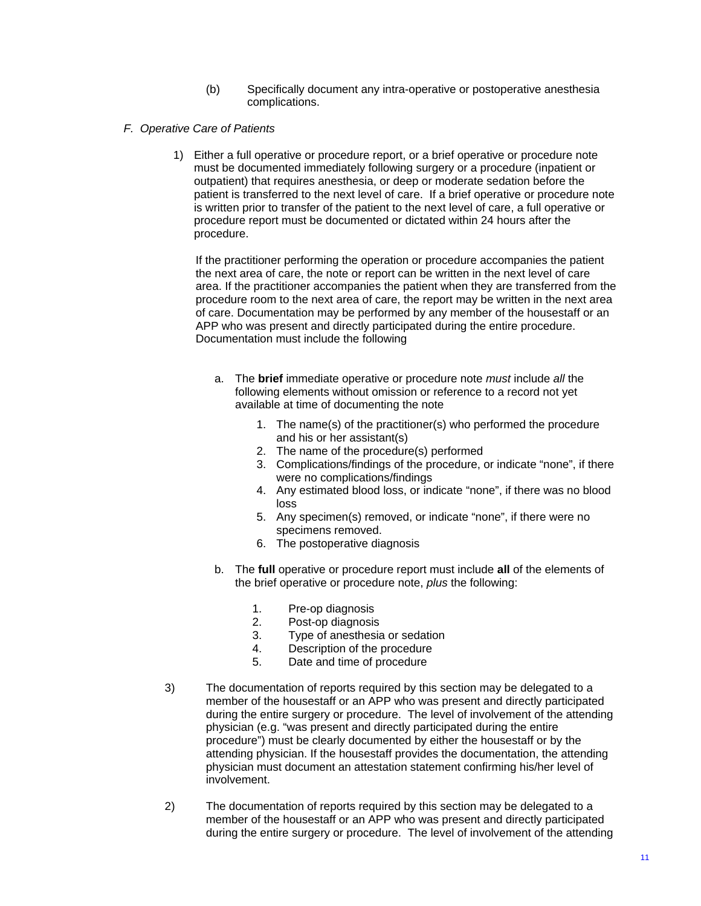(b) Specifically document any intra-operative or postoperative anesthesia complications.

*F. Operative Care of Patients*

1) Either a full operative or procedure report, or a brief operative or procedure note must be documented immediately following surgery or a procedure (inpatient or outpatient) that requires anesthesia, or deep or moderate sedation before the patient is transferred to the next level of care. If a brief operative or procedure note is written prior to transfer of the patient to the next level of care, a full operative or procedure report must be documented or dictated within 24 hours after the procedure.

   If the practitioner performing the operation or procedure accompanies the patient the next area of care, the note or report can be written in the next level of care area. If the practitioner accompanies the patient when they are transferred from the procedure room to the next area of care, the report may be written in the next area of care. Documentation may be performed by any member of the housestaff or an APP who was present and directly participated during the entire procedure. Documentation must include the following

   a. The **brief** immediate operative or procedure note *must* include *all* the following elements without omission or reference to a record not yet available at time of documenting the note

      1. The name(s) of the practitioner(s) who performed the procedure and his or her assistant(s)
      2. The name of the procedure(s) performed
      3. Complications/findings of the procedure, or indicate "none", if there were no complications/findings
      4. Any estimated blood loss, or indicate "none", if there was no blood loss
      5. Any specimen(s) removed, or indicate "none", if there were no specimens removed.
      6. The postoperative diagnosis

   b. The **full** operative or procedure report must include **all** of the elements of the brief operative or procedure note, *plus* the following:

      1. Pre-op diagnosis
      2. Post-op diagnosis
      3. Type of anesthesia or sedation
      4. Description of the procedure
      5. Date and time of procedure

3) The documentation of reports required by this section may be delegated to a member of the housestaff or an APP who was present and directly participated during the entire surgery or procedure. The level of involvement of the attending physician (e.g. "was present and directly participated during the entire procedure") must be clearly documented by either the housestaff or by the attending physician. If the housestaff provides the documentation, the attending physician must document an attestation statement confirming his/her level of involvement.

2) The documentation of reports required by this section may be delegated to a member of the housestaff or an APP who was present and directly participated during the entire surgery or procedure. The level of involvement of the attending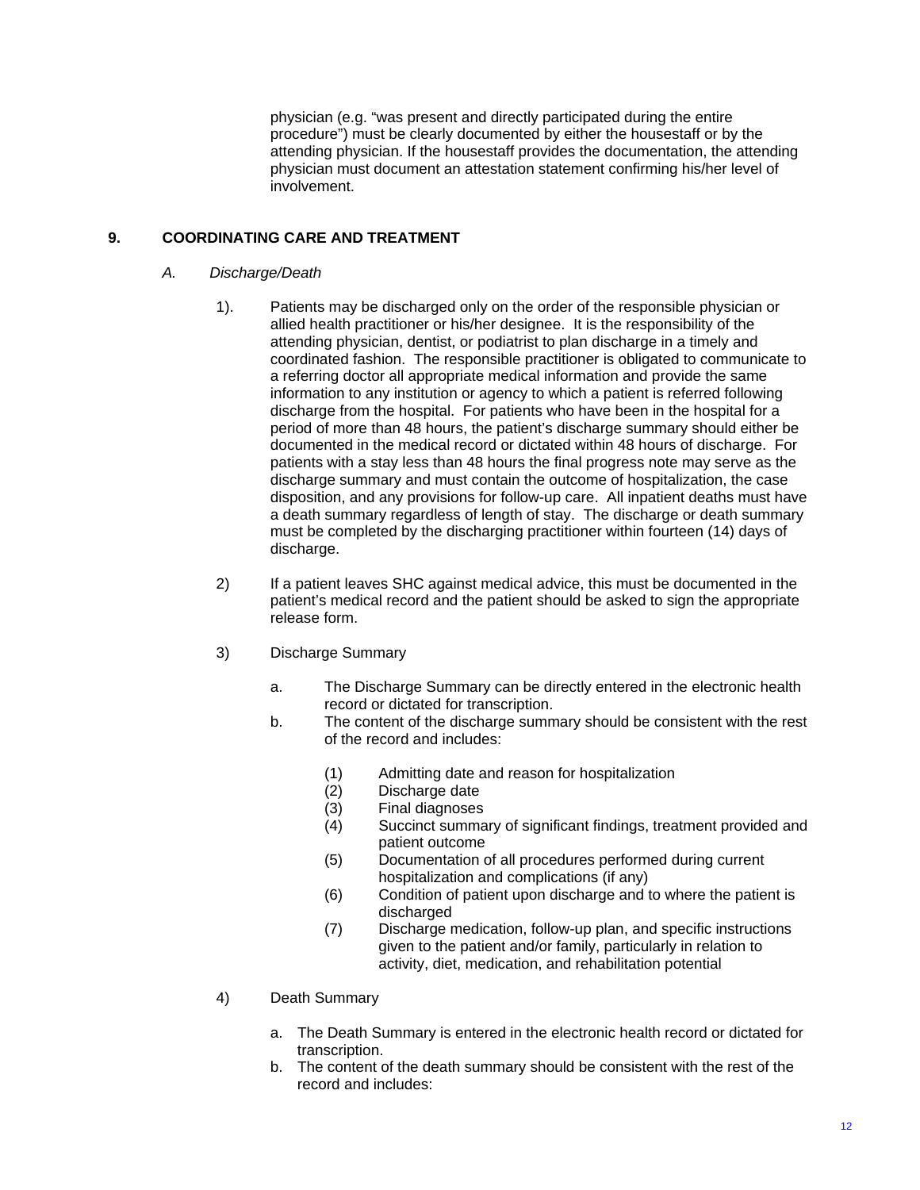physician (e.g. "was present and directly participated during the entire procedure") must be clearly documented by either the housestaff or by the attending physician. If the housestaff provides the documentation, the attending physician must document an attestation statement confirming his/her level of involvement.

## 9. COORDINATING CARE AND TREATMENT

### *A. Discharge/Death*

1). Patients may be discharged only on the order of the responsible physician or allied health practitioner or his/her designee. It is the responsibility of the attending physician, dentist, or podiatrist to plan discharge in a timely and coordinated fashion. The responsible practitioner is obligated to communicate to a referring doctor all appropriate medical information and provide the same information to any institution or agency to which a patient is referred following discharge from the hospital. For patients who have been in the hospital for a period of more than 48 hours, the patient's discharge summary should either be documented in the medical record or dictated within 48 hours of discharge. For patients with a stay less than 48 hours the final progress note may serve as the discharge summary and must contain the outcome of hospitalization, the case disposition, and any provisions for follow-up care. All inpatient deaths must have a death summary regardless of length of stay. The discharge or death summary must be completed by the discharging practitioner within fourteen (14) days of discharge.

2) If a patient leaves SHC against medical advice, this must be documented in the patient's medical record and the patient should be asked to sign the appropriate release form.

3) Discharge Summary

   a. The Discharge Summary can be directly entered in the electronic health record or dictated for transcription.
   
   b. The content of the discharge summary should be consistent with the rest of the record and includes:

      (1) Admitting date and reason for hospitalization
      (2) Discharge date
      (3) Final diagnoses
      (4) Succinct summary of significant findings, treatment provided and patient outcome
      (5) Documentation of all procedures performed during current hospitalization and complications (if any)
      (6) Condition of patient upon discharge and to where the patient is discharged
      (7) Discharge medication, follow-up plan, and specific instructions given to the patient and/or family, particularly in relation to activity, diet, medication, and rehabilitation potential

4) Death Summary

   a. The Death Summary is entered in the electronic health record or dictated for transcription.
   
   b. The content of the death summary should be consistent with the rest of the record and includes: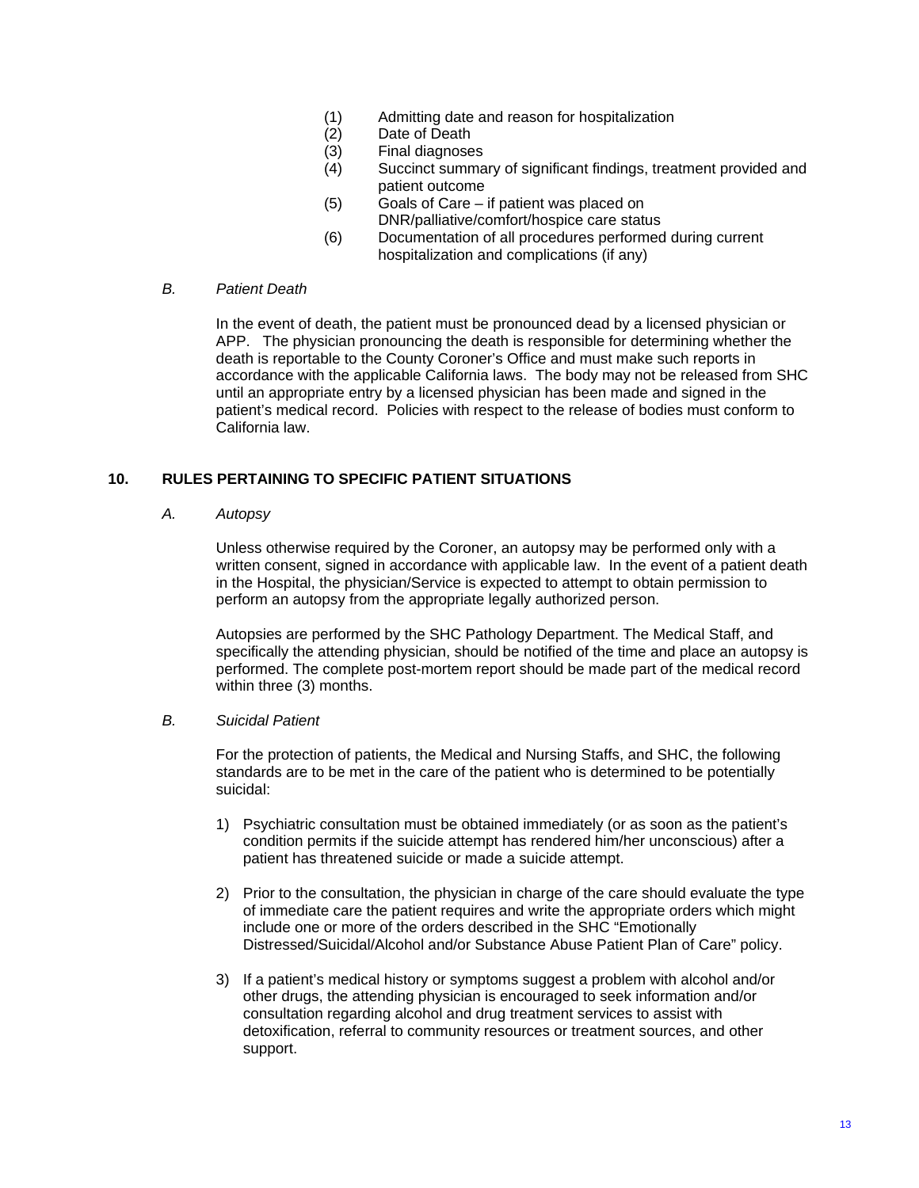(1) Admitting date and reason for hospitalization
(2) Date of Death
(3) Final diagnoses
(4) Succinct summary of significant findings, treatment provided and patient outcome
(5) Goals of Care – if patient was placed on DNR/palliative/comfort/hospice care status
(6) Documentation of all procedures performed during current hospitalization and complications (if any)

*B. Patient Death*

In the event of death, the patient must be pronounced dead by a licensed physician or APP. The physician pronouncing the death is responsible for determining whether the death is reportable to the County Coroner's Office and must make such reports in accordance with the applicable California laws. The body may not be released from SHC until an appropriate entry by a licensed physician has been made and signed in the patient's medical record. Policies with respect to the release of bodies must conform to California law.

## 10. RULES PERTAINING TO SPECIFIC PATIENT SITUATIONS

*A. Autopsy*

Unless otherwise required by the Coroner, an autopsy may be performed only with a written consent, signed in accordance with applicable law. In the event of a patient death in the Hospital, the physician/Service is expected to attempt to obtain permission to perform an autopsy from the appropriate legally authorized person.

Autopsies are performed by the SHC Pathology Department. The Medical Staff, and specifically the attending physician, should be notified of the time and place an autopsy is performed. The complete post-mortem report should be made part of the medical record within three (3) months.

*B. Suicidal Patient*

For the protection of patients, the Medical and Nursing Staffs, and SHC, the following standards are to be met in the care of the patient who is determined to be potentially suicidal:

1) Psychiatric consultation must be obtained immediately (or as soon as the patient's condition permits if the suicide attempt has rendered him/her unconscious) after a patient has threatened suicide or made a suicide attempt.

2) Prior to the consultation, the physician in charge of the care should evaluate the type of immediate care the patient requires and write the appropriate orders which might include one or more of the orders described in the SHC "Emotionally Distressed/Suicidal/Alcohol and/or Substance Abuse Patient Plan of Care" policy.

3) If a patient's medical history or symptoms suggest a problem with alcohol and/or other drugs, the attending physician is encouraged to seek information and/or consultation regarding alcohol and drug treatment services to assist with detoxification, referral to community resources or treatment sources, and other support.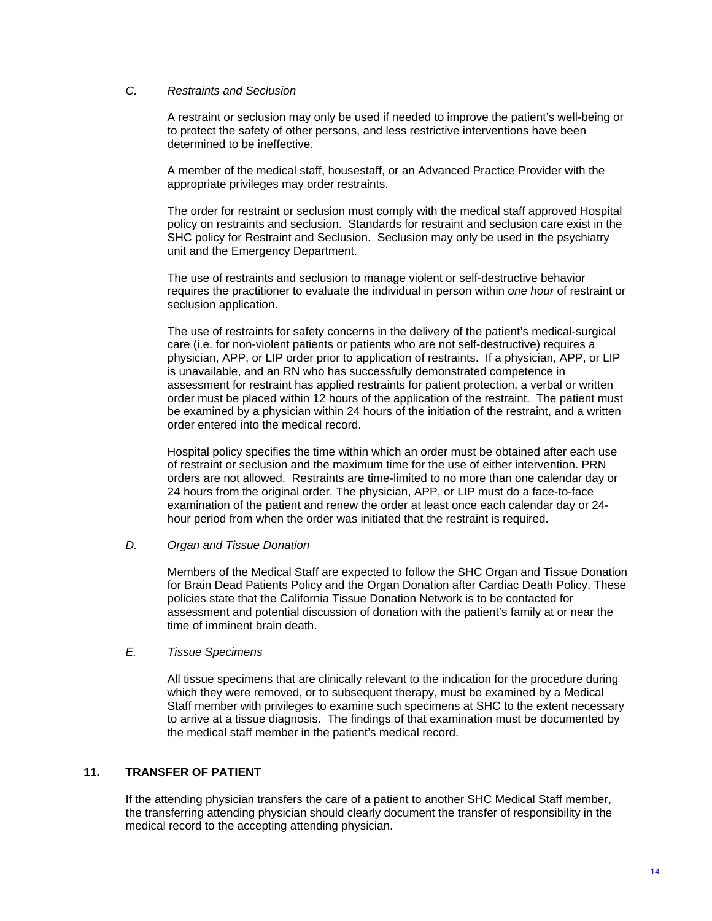*C. Restraints and Seclusion*

A restraint or seclusion may only be used if needed to improve the patient's well-being or to protect the safety of other persons, and less restrictive interventions have been determined to be ineffective.

A member of the medical staff, housestaff, or an Advanced Practice Provider with the appropriate privileges may order restraints.

The order for restraint or seclusion must comply with the medical staff approved Hospital policy on restraints and seclusion. Standards for restraint and seclusion care exist in the SHC policy for Restraint and Seclusion. Seclusion may only be used in the psychiatry unit and the Emergency Department.

The use of restraints and seclusion to manage violent or self-destructive behavior requires the practitioner to evaluate the individual in person within *one hour* of restraint or seclusion application.

The use of restraints for safety concerns in the delivery of the patient's medical-surgical care (i.e. for non-violent patients or patients who are not self-destructive) requires a physician, APP, or LIP order prior to application of restraints. If a physician, APP, or LIP is unavailable, and an RN who has successfully demonstrated competence in assessment for restraint has applied restraints for patient protection, a verbal or written order must be placed within 12 hours of the application of the restraint. The patient must be examined by a physician within 24 hours of the initiation of the restraint, and a written order entered into the medical record.

Hospital policy specifies the time within which an order must be obtained after each use of restraint or seclusion and the maximum time for the use of either intervention. PRN orders are not allowed. Restraints are time-limited to no more than one calendar day or 24 hours from the original order. The physician, APP, or LIP must do a face-to-face examination of the patient and renew the order at least once each calendar day or 24-hour period from when the order was initiated that the restraint is required.

*D. Organ and Tissue Donation*

Members of the Medical Staff are expected to follow the SHC Organ and Tissue Donation for Brain Dead Patients Policy and the Organ Donation after Cardiac Death Policy. These policies state that the California Tissue Donation Network is to be contacted for assessment and potential discussion of donation with the patient's family at or near the time of imminent brain death.

*E. Tissue Specimens*

All tissue specimens that are clinically relevant to the indication for the procedure during which they were removed, or to subsequent therapy, must be examined by a Medical Staff member with privileges to examine such specimens at SHC to the extent necessary to arrive at a tissue diagnosis. The findings of that examination must be documented by the medical staff member in the patient's medical record.

## 11. TRANSFER OF PATIENT

If the attending physician transfers the care of a patient to another SHC Medical Staff member, the transferring attending physician should clearly document the transfer of responsibility in the medical record to the accepting attending physician.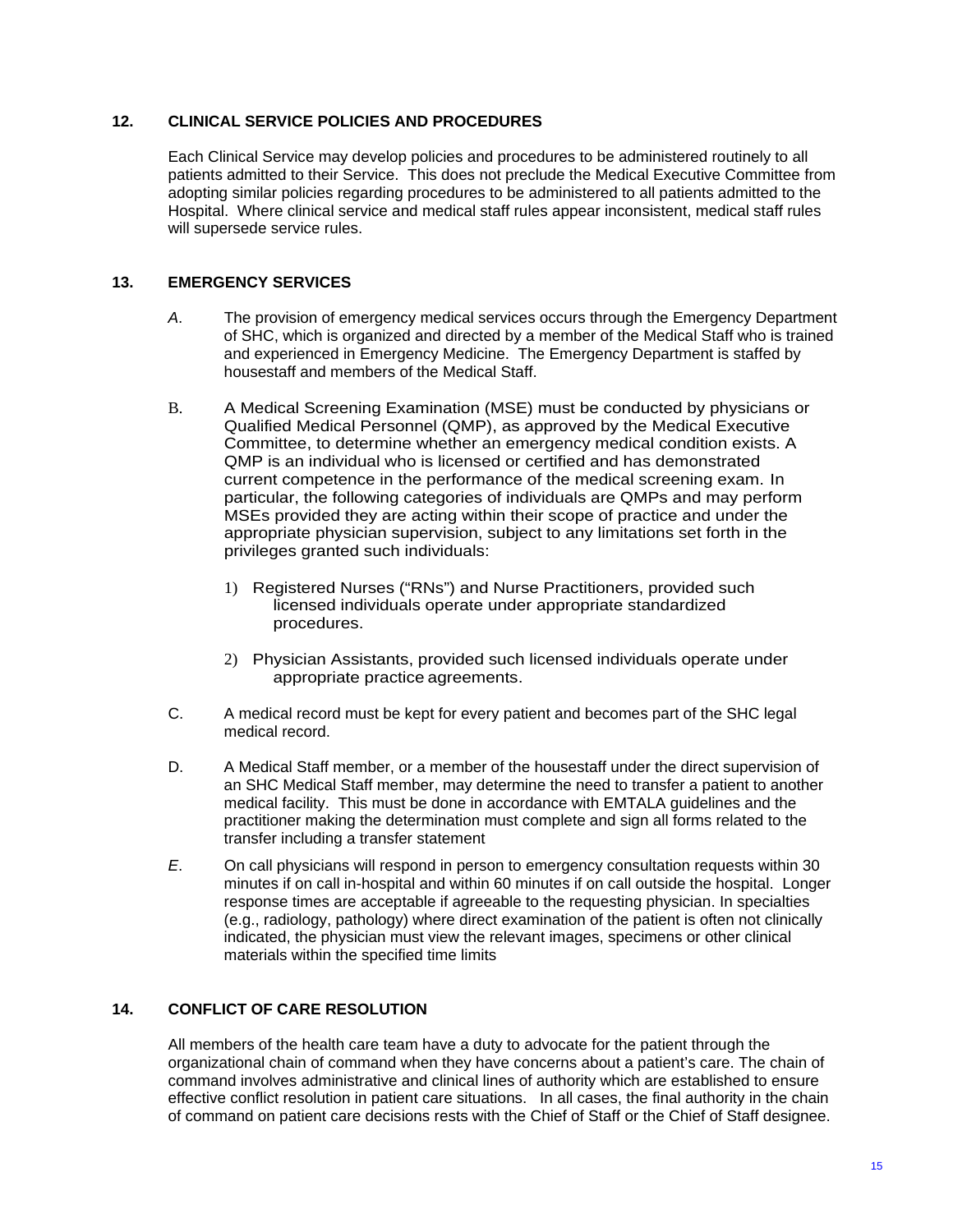## 12. CLINICAL SERVICE POLICIES AND PROCEDURES

Each Clinical Service may develop policies and procedures to be administered routinely to all patients admitted to their Service. This does not preclude the Medical Executive Committee from adopting similar policies regarding procedures to be administered to all patients admitted to the Hospital. Where clinical service and medical staff rules appear inconsistent, medical staff rules will supersede service rules.

## 13. EMERGENCY SERVICES

*A*. The provision of emergency medical services occurs through the Emergency Department of SHC, which is organized and directed by a member of the Medical Staff who is trained and experienced in Emergency Medicine. The Emergency Department is staffed by housestaff and members of the Medical Staff.

B. A Medical Screening Examination (MSE) must be conducted by physicians or Qualified Medical Personnel (QMP), as approved by the Medical Executive Committee, to determine whether an emergency medical condition exists. A QMP is an individual who is licensed or certified and has demonstrated current competence in the performance of the medical screening exam. In particular, the following categories of individuals are QMPs and may perform MSEs provided they are acting within their scope of practice and under the appropriate physician supervision, subject to any limitations set forth in the privileges granted such individuals:

1) Registered Nurses ("RNs") and Nurse Practitioners, provided such licensed individuals operate under appropriate standardized procedures.

2) Physician Assistants, provided such licensed individuals operate under appropriate practice agreements.

C. A medical record must be kept for every patient and becomes part of the SHC legal medical record.

D. A Medical Staff member, or a member of the housestaff under the direct supervision of an SHC Medical Staff member, may determine the need to transfer a patient to another medical facility. This must be done in accordance with EMTALA guidelines and the practitioner making the determination must complete and sign all forms related to the transfer including a transfer statement

*E*. On call physicians will respond in person to emergency consultation requests within 30 minutes if on call in-hospital and within 60 minutes if on call outside the hospital. Longer response times are acceptable if agreeable to the requesting physician. In specialties (e.g., radiology, pathology) where direct examination of the patient is often not clinically indicated, the physician must view the relevant images, specimens or other clinical materials within the specified time limits

## 14. CONFLICT OF CARE RESOLUTION

All members of the health care team have a duty to advocate for the patient through the organizational chain of command when they have concerns about a patient's care. The chain of command involves administrative and clinical lines of authority which are established to ensure effective conflict resolution in patient care situations. In all cases, the final authority in the chain of command on patient care decisions rests with the Chief of Staff or the Chief of Staff designee.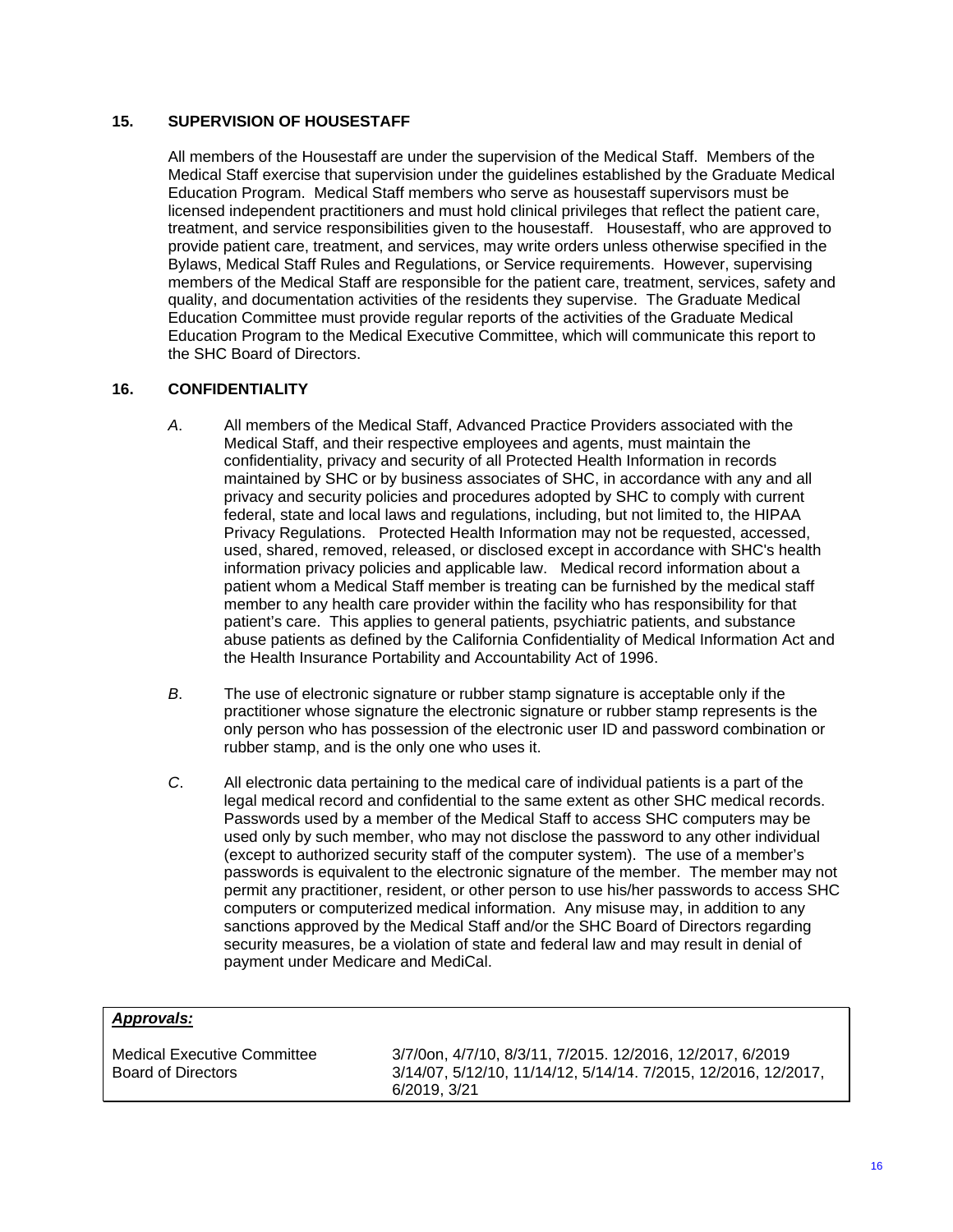## 15. SUPERVISION OF HOUSESTAFF

All members of the Housestaff are under the supervision of the Medical Staff. Members of the Medical Staff exercise that supervision under the guidelines established by the Graduate Medical Education Program. Medical Staff members who serve as housestaff supervisors must be licensed independent practitioners and must hold clinical privileges that reflect the patient care, treatment, and service responsibilities given to the housestaff. Housestaff, who are approved to provide patient care, treatment, and services, may write orders unless otherwise specified in the Bylaws, Medical Staff Rules and Regulations, or Service requirements. However, supervising members of the Medical Staff are responsible for the patient care, treatment, services, safety and quality, and documentation activities of the residents they supervise. The Graduate Medical Education Committee must provide regular reports of the activities of the Graduate Medical Education Program to the Medical Executive Committee, which will communicate this report to the SHC Board of Directors.

## 16. CONFIDENTIALITY

*A*. All members of the Medical Staff, Advanced Practice Providers associated with the Medical Staff, and their respective employees and agents, must maintain the confidentiality, privacy and security of all Protected Health Information in records maintained by SHC or by business associates of SHC, in accordance with any and all privacy and security policies and procedures adopted by SHC to comply with current federal, state and local laws and regulations, including, but not limited to, the HIPAA Privacy Regulations. Protected Health Information may not be requested, accessed, used, shared, removed, released, or disclosed except in accordance with SHC's health information privacy policies and applicable law. Medical record information about a patient whom a Medical Staff member is treating can be furnished by the medical staff member to any health care provider within the facility who has responsibility for that patient's care. This applies to general patients, psychiatric patients, and substance abuse patients as defined by the California Confidentiality of Medical Information Act and the Health Insurance Portability and Accountability Act of 1996.

*B*. The use of electronic signature or rubber stamp signature is acceptable only if the practitioner whose signature the electronic signature or rubber stamp represents is the only person who has possession of the electronic user ID and password combination or rubber stamp, and is the only one who uses it.

*C*. All electronic data pertaining to the medical care of individual patients is a part of the legal medical record and confidential to the same extent as other SHC medical records. Passwords used by a member of the Medical Staff to access SHC computers may be used only by such member, who may not disclose the password to any other individual (except to authorized security staff of the computer system). The use of a member's passwords is equivalent to the electronic signature of the member. The member may not permit any practitioner, resident, or other person to use his/her passwords to access SHC computers or computerized medical information. Any misuse may, in addition to any sanctions approved by the Medical Staff and/or the SHC Board of Directors regarding security measures, be a violation of state and federal law and may result in denial of payment under Medicare and MediCal.

| ***Approvals:*** | |
| --- | --- |
| Medical Executive Committee | 3/7/0on, 4/7/10, 8/3/11, 7/2015. 12/2016, 12/2017, 6/2019 |
| Board of Directors | 3/14/07, 5/12/10, 11/14/12, 5/14/14. 7/2015, 12/2016, 12/2017, 6/2019, 3/21 |